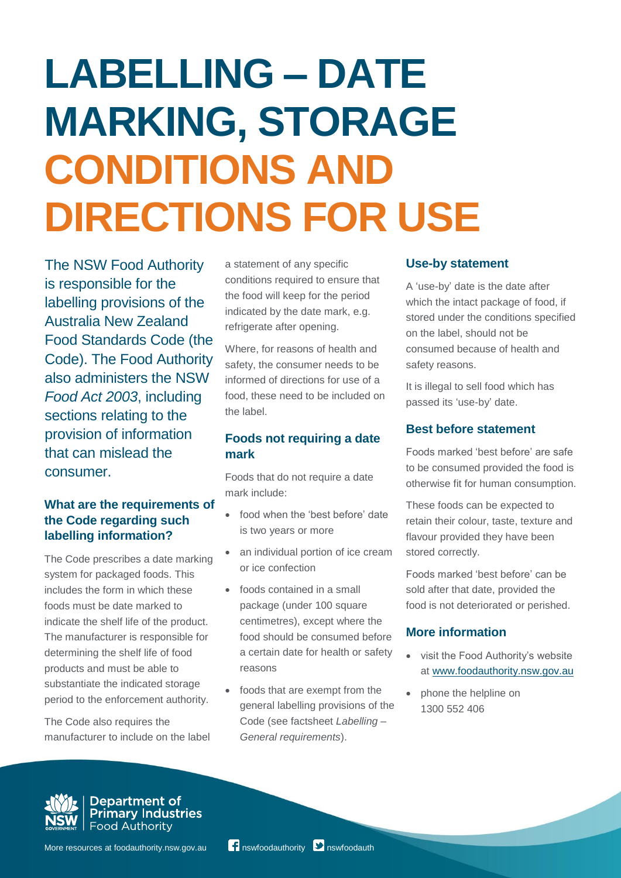# LABELLING – DATE MARKING, STORAGE CONDITIONS AND DIRECTIONS FOR USE

The NSW Food Authority is responsible for the labelling provisions of the Australia New Zealand Food Standards Code (the Code). The Food Authority also administers the NSW *Food Act 2003*, including sections relating to the provision of information that can mislead the consumer.

### What are the requirements of the Code regarding such labelling information?

The Code prescribes a date marking system for packaged foods. This includes the form in which these foods must be date marked to indicate the shelf life of the product. The manufacturer is responsible for determining the shelf life of food products and must be able to substantiate the indicated storage period to the enforcement authority.

The Code also requires the manufacturer to include on the label a statement of any specific conditions required to ensure that the food will keep for the period indicated by the date mark, e.g. refrigerate after opening.

Where, for reasons of health and safety, the consumer needs to be informed of directions for use of a food, these need to be included on the label.

### Foods not requiring a date mark

Foods that do not require a date mark include:

- food when the 'best before' date is two years or more
- an individual portion of ice cream or ice confection
- foods contained in a small package (under 100 square centimetres), except where the food should be consumed before a certain date for health or safety reasons
- foods that are exempt from the general labelling provisions of the Code (see factsheet *Labelling – General requirements*).

### Use-by statement

A 'use-by' date is the date after which the intact package of food, if stored under the conditions specified on the label, should not be consumed because of health and safety reasons.

It is illegal to sell food which has passed its 'use-by' date.

### Best before statement

Foods marked 'best before' are safe to be consumed provided the food is otherwise fit for human consumption.

These foods can be expected to retain their colour, taste, texture and flavour provided they have been stored correctly.

Foods marked 'best before' can be sold after that date, provided the food is not deteriorated or perished.

### More information

- visit the Food Authority's website at www.foodauthority.nsw.gov.au
- phone the helpline on 1300 552 406

Department of Primary Industries
Food Authority

More resources at foodauthority.nsw.gov.au    nswfoodauthority    nswfoodauth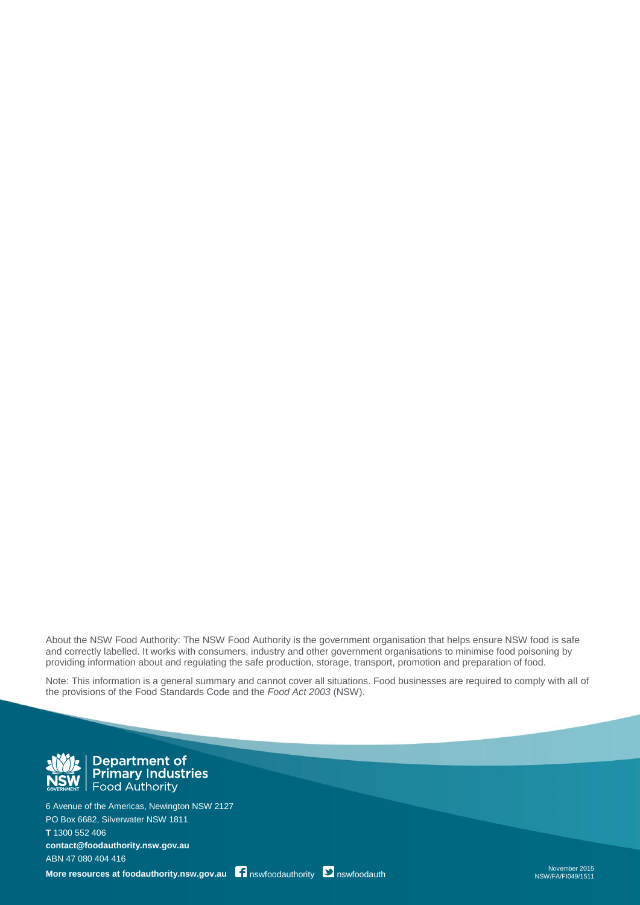About the NSW Food Authority: The NSW Food Authority is the government organisation that helps ensure NSW food is safe and correctly labelled. It works with consumers, industry and other government organisations to minimise food poisoning by providing information about and regulating the safe production, storage, transport, promotion and preparation of food.

Note: This information is a general summary and cannot cover all situations. Food businesses are required to comply with all of the provisions of the Food Standards Code and the *Food Act 2003* (NSW).

**Department of Primary Industries**
Food Authority

6 Avenue of the Americas, Newington NSW 2127
PO Box 6682, Silverwater NSW 1811
**T** 1300 552 406
**contact@foodauthority.nsw.gov.au**
ABN 47 080 404 416
**More resources at foodauthority.nsw.gov.au** nswfoodauthority nswfoodauth

November 2015
NSW/FA/FI049/1511